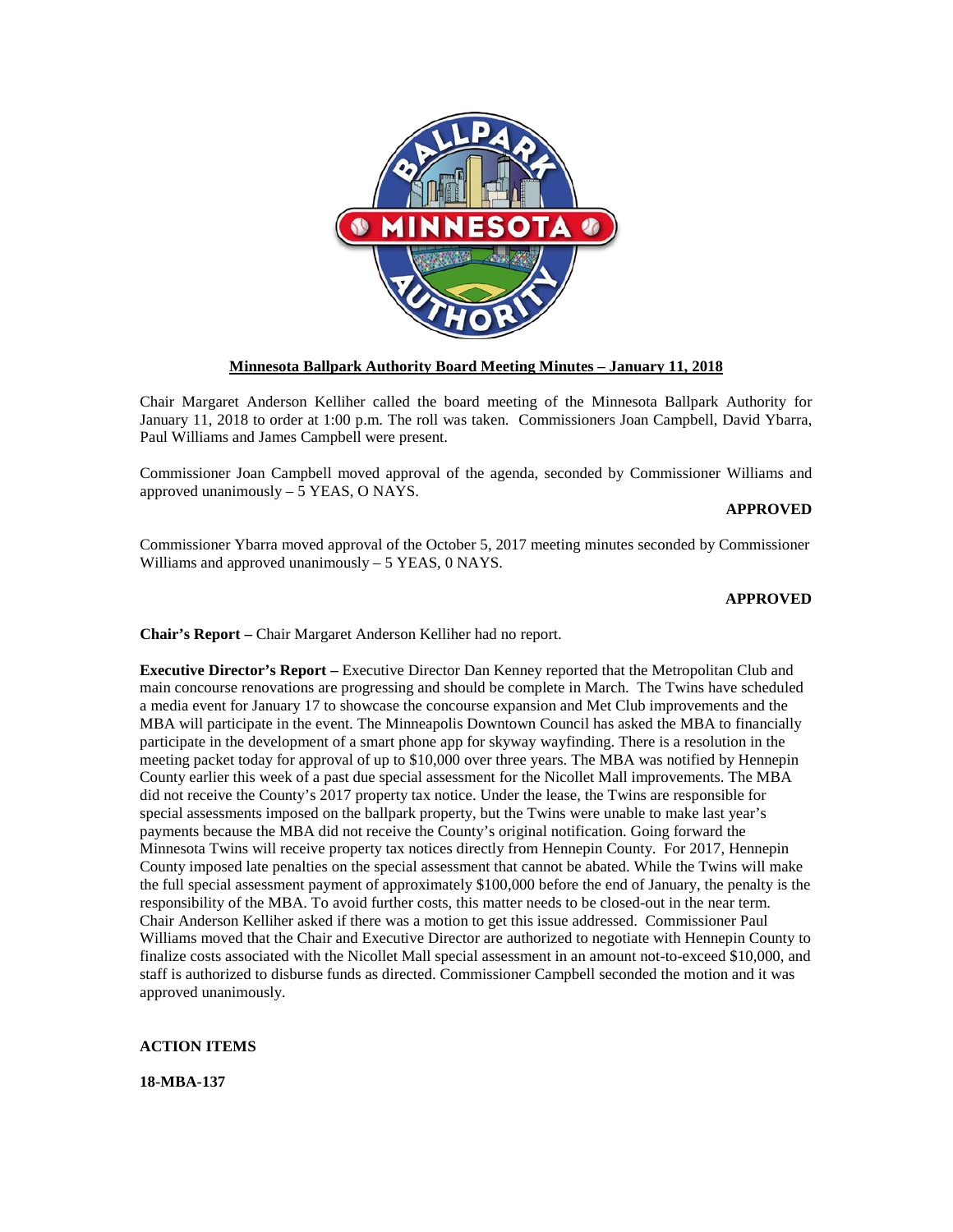**Minnesota Ballpark Authority Board Meeting Minutes – January 11, 2018**

Chair Margaret Anderson Kelliher called the board meeting of the Minnesota Ballpark Authority for January 11, 2018 to order at 1:00 p.m. The roll was taken. Commissioners Joan Campbell, David Ybarra, Paul Williams and James Campbell were present.

Commissioner Joan Campbell moved approval of the agenda, seconded by Commissioner Williams and approved unanimously – 5 YEAS, O NAYS.

**APPROVED**

Commissioner Ybarra moved approval of the October 5, 2017 meeting minutes seconded by Commissioner Williams and approved unanimously – 5 YEAS, 0 NAYS.

**APPROVED**

**Chair's Report –** Chair Margaret Anderson Kelliher had no report.

**Executive Director's Report –** Executive Director Dan Kenney reported that the Metropolitan Club and main concourse renovations are progressing and should be complete in March. The Twins have scheduled a media event for January 17 to showcase the concourse expansion and Met Club improvements and the MBA will participate in the event. The Minneapolis Downtown Council has asked the MBA to financially participate in the development of a smart phone app for skyway wayfinding. There is a resolution in the meeting packet today for approval of up to $10,000 over three years. The MBA was notified by Hennepin County earlier this week of a past due special assessment for the Nicollet Mall improvements. The MBA did not receive the County's 2017 property tax notice. Under the lease, the Twins are responsible for special assessments imposed on the ballpark property, but the Twins were unable to make last year's payments because the MBA did not receive the County's original notification. Going forward the Minnesota Twins will receive property tax notices directly from Hennepin County. For 2017, Hennepin County imposed late penalties on the special assessment that cannot be abated. While the Twins will make the full special assessment payment of approximately $100,000 before the end of January, the penalty is the responsibility of the MBA. To avoid further costs, this matter needs to be closed-out in the near term. Chair Anderson Kelliher asked if there was a motion to get this issue addressed. Commissioner Paul Williams moved that the Chair and Executive Director are authorized to negotiate with Hennepin County to finalize costs associated with the Nicollet Mall special assessment in an amount not-to-exceed $10,000, and staff is authorized to disburse funds as directed. Commissioner Campbell seconded the motion and it was approved unanimously.

**ACTION ITEMS**

**18-MBA-137**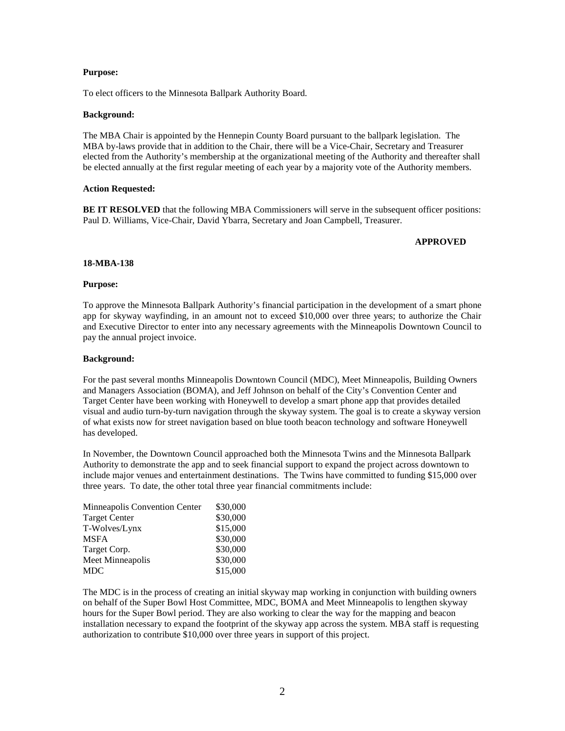**Purpose:**

To elect officers to the Minnesota Ballpark Authority Board.

**Background:**

The MBA Chair is appointed by the Hennepin County Board pursuant to the ballpark legislation. The MBA by-laws provide that in addition to the Chair, there will be a Vice-Chair, Secretary and Treasurer elected from the Authority's membership at the organizational meeting of the Authority and thereafter shall be elected annually at the first regular meeting of each year by a majority vote of the Authority members.

**Action Requested:**

**BE IT RESOLVED** that the following MBA Commissioners will serve in the subsequent officer positions: Paul D. Williams, Vice-Chair, David Ybarra, Secretary and Joan Campbell, Treasurer.

**APPROVED**

**18-MBA-138**

**Purpose:**

To approve the Minnesota Ballpark Authority's financial participation in the development of a smart phone app for skyway wayfinding, in an amount not to exceed $10,000 over three years; to authorize the Chair and Executive Director to enter into any necessary agreements with the Minneapolis Downtown Council to pay the annual project invoice.

**Background:**

For the past several months Minneapolis Downtown Council (MDC), Meet Minneapolis, Building Owners and Managers Association (BOMA), and Jeff Johnson on behalf of the City's Convention Center and Target Center have been working with Honeywell to develop a smart phone app that provides detailed visual and audio turn-by-turn navigation through the skyway system. The goal is to create a skyway version of what exists now for street navigation based on blue tooth beacon technology and software Honeywell has developed.

In November, the Downtown Council approached both the Minnesota Twins and the Minnesota Ballpark Authority to demonstrate the app and to seek financial support to expand the project across downtown to include major venues and entertainment destinations. The Twins have committed to funding $15,000 over three years. To date, the other total three year financial commitments include:

| | |
|---|---|
| Minneapolis Convention Center | $30,000 |
| Target Center | $30,000 |
| T-Wolves/Lynx | $15,000 |
| MSFA | $30,000 |
| Target Corp. | $30,000 |
| Meet Minneapolis | $30,000 |
| MDC | $15,000 |

The MDC is in the process of creating an initial skyway map working in conjunction with building owners on behalf of the Super Bowl Host Committee, MDC, BOMA and Meet Minneapolis to lengthen skyway hours for the Super Bowl period. They are also working to clear the way for the mapping and beacon installation necessary to expand the footprint of the skyway app across the system. MBA staff is requesting authorization to contribute $10,000 over three years in support of this project.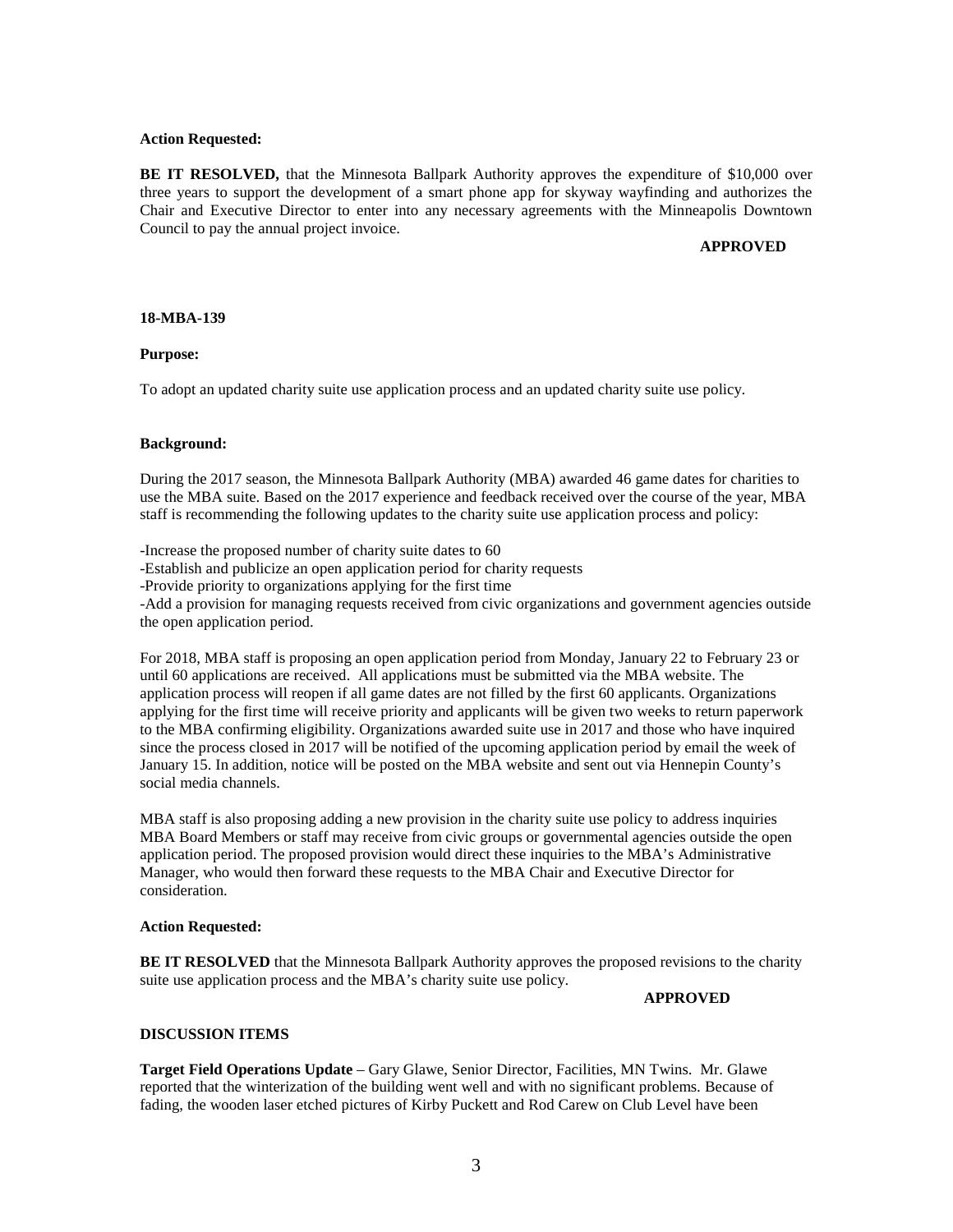**Action Requested:**

**BE IT RESOLVED,** that the Minnesota Ballpark Authority approves the expenditure of $10,000 over three years to support the development of a smart phone app for skyway wayfinding and authorizes the Chair and Executive Director to enter into any necessary agreements with the Minneapolis Downtown Council to pay the annual project invoice.

**APPROVED**

**18-MBA-139**

**Purpose:**

To adopt an updated charity suite use application process and an updated charity suite use policy.

**Background:**

During the 2017 season, the Minnesota Ballpark Authority (MBA) awarded 46 game dates for charities to use the MBA suite. Based on the 2017 experience and feedback received over the course of the year, MBA staff is recommending the following updates to the charity suite use application process and policy:

-Increase the proposed number of charity suite dates to 60
-Establish and publicize an open application period for charity requests
-Provide priority to organizations applying for the first time
-Add a provision for managing requests received from civic organizations and government agencies outside the open application period.

For 2018, MBA staff is proposing an open application period from Monday, January 22 to February 23 or until 60 applications are received. All applications must be submitted via the MBA website. The application process will reopen if all game dates are not filled by the first 60 applicants. Organizations applying for the first time will receive priority and applicants will be given two weeks to return paperwork to the MBA confirming eligibility. Organizations awarded suite use in 2017 and those who have inquired since the process closed in 2017 will be notified of the upcoming application period by email the week of January 15. In addition, notice will be posted on the MBA website and sent out via Hennepin County's social media channels.

MBA staff is also proposing adding a new provision in the charity suite use policy to address inquiries MBA Board Members or staff may receive from civic groups or governmental agencies outside the open application period. The proposed provision would direct these inquiries to the MBA's Administrative Manager, who would then forward these requests to the MBA Chair and Executive Director for consideration.

**Action Requested:**

**BE IT RESOLVED** that the Minnesota Ballpark Authority approves the proposed revisions to the charity suite use application process and the MBA's charity suite use policy.

**APPROVED**

**DISCUSSION ITEMS**

**Target Field Operations Update** – Gary Glawe, Senior Director, Facilities, MN Twins. Mr. Glawe reported that the winterization of the building went well and with no significant problems. Because of fading, the wooden laser etched pictures of Kirby Puckett and Rod Carew on Club Level have been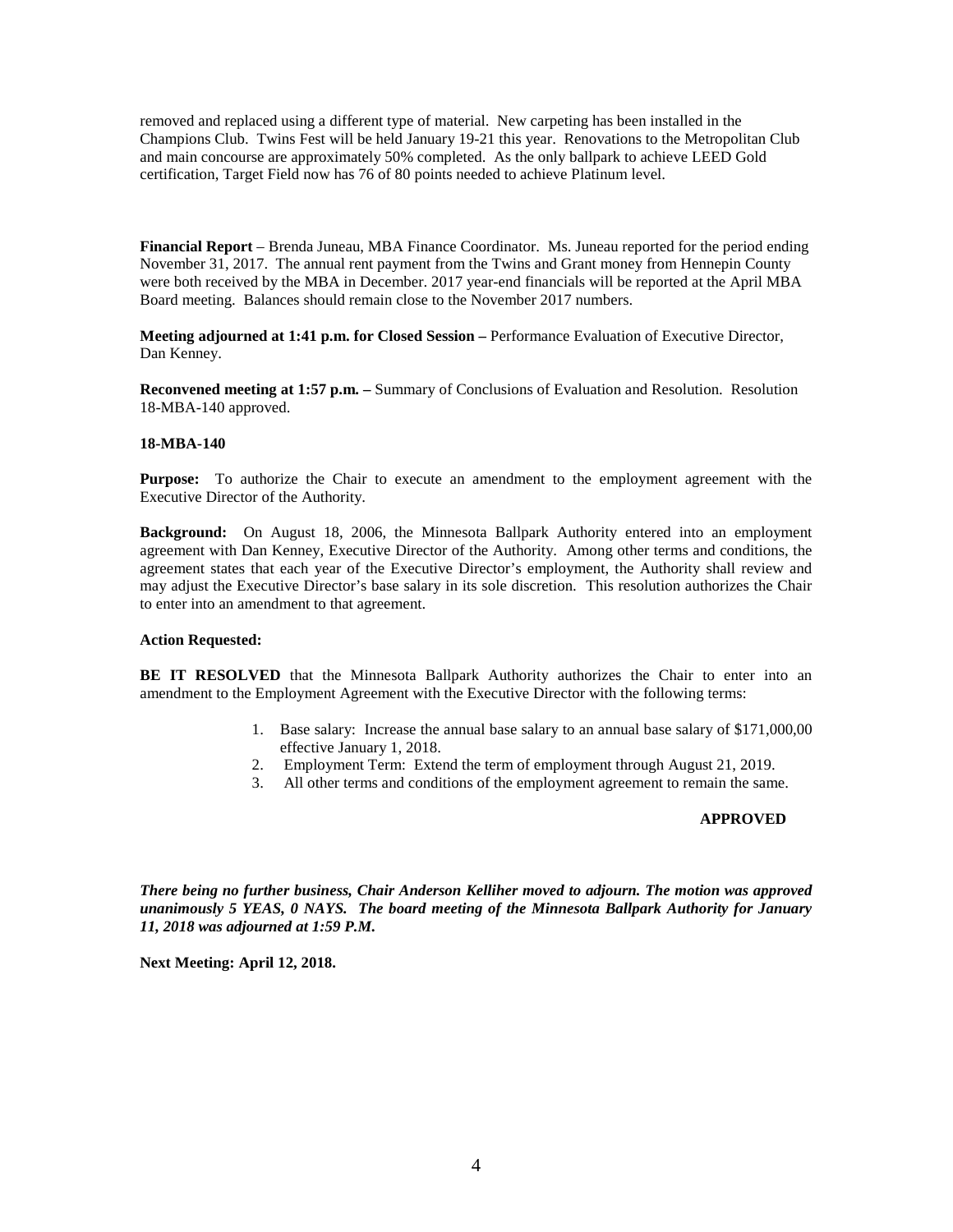removed and replaced using a different type of material. New carpeting has been installed in the Champions Club. Twins Fest will be held January 19-21 this year. Renovations to the Metropolitan Club and main concourse are approximately 50% completed. As the only ballpark to achieve LEED Gold certification, Target Field now has 76 of 80 points needed to achieve Platinum level.

**Financial Report** – Brenda Juneau, MBA Finance Coordinator. Ms. Juneau reported for the period ending November 31, 2017. The annual rent payment from the Twins and Grant money from Hennepin County were both received by the MBA in December. 2017 year-end financials will be reported at the April MBA Board meeting. Balances should remain close to the November 2017 numbers.

**Meeting adjourned at 1:41 p.m. for Closed Session –** Performance Evaluation of Executive Director, Dan Kenney.

**Reconvened meeting at 1:57 p.m. –** Summary of Conclusions of Evaluation and Resolution. Resolution 18-MBA-140 approved.

**18-MBA-140**

**Purpose:** To authorize the Chair to execute an amendment to the employment agreement with the Executive Director of the Authority.

**Background:** On August 18, 2006, the Minnesota Ballpark Authority entered into an employment agreement with Dan Kenney, Executive Director of the Authority. Among other terms and conditions, the agreement states that each year of the Executive Director's employment, the Authority shall review and may adjust the Executive Director's base salary in its sole discretion. This resolution authorizes the Chair to enter into an amendment to that agreement.

**Action Requested:**

**BE IT RESOLVED** that the Minnesota Ballpark Authority authorizes the Chair to enter into an amendment to the Employment Agreement with the Executive Director with the following terms:

1. Base salary: Increase the annual base salary to an annual base salary of $171,000,00 effective January 1, 2018.
2. Employment Term: Extend the term of employment through August 21, 2019.
3. All other terms and conditions of the employment agreement to remain the same.

**APPROVED**

***There being no further business, Chair Anderson Kelliher moved to adjourn. The motion was approved unanimously 5 YEAS, 0 NAYS. The board meeting of the Minnesota Ballpark Authority for January 11, 2018 was adjourned at 1:59 P.M.***

**Next Meeting: April 12, 2018.**